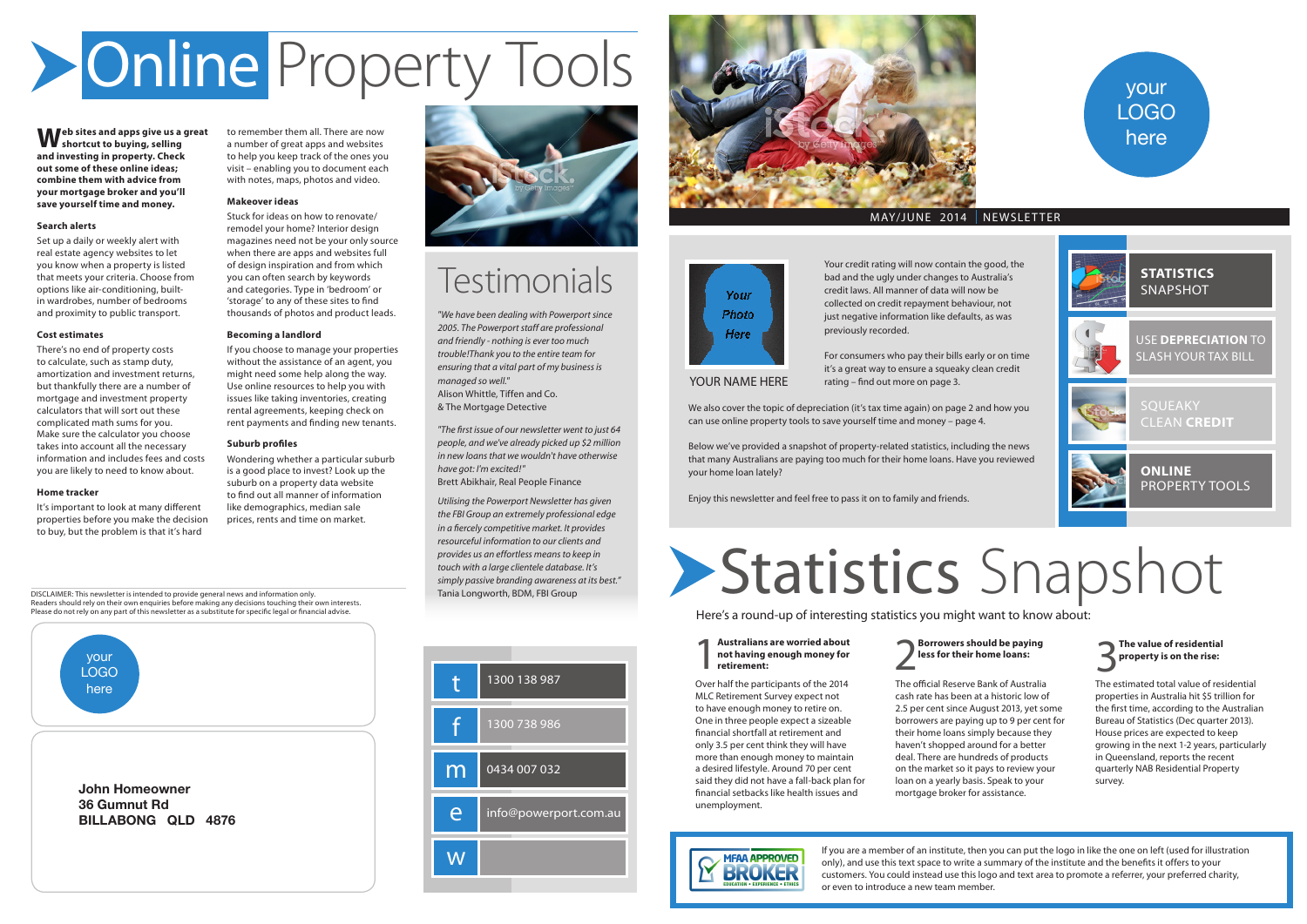# Online Property Tools

**Web sites and apps give us a great shortcut to buying, selling and investing in property. Check out some of these online ideas; combine them with advice from your mortgage broker and you'll save yourself time and money.**

### Search alerts

Set up a daily or weekly alert with real estate agency websites to let you know when a property is listed that meets your criteria. Choose from options like air-conditioning, built-in wardrobes, number of bedrooms and proximity to public transport.

### Cost estimates

There's no end of property costs to calculate, such as stamp duty, amortization and investment returns, but thankfully there are a number of mortgage and investment property calculators that will sort out these complicated math sums for you. Make sure the calculator you choose takes into account all the necessary information and includes fees and costs you are likely to need to know about.

### Home tracker

It's important to look at many different properties before you make the decision to buy, but the problem is that it's hard to remember them all. There are now a number of great apps and websites to help you keep track of the ones you visit – enabling you to document each with notes, maps, photos and video.

### Makeover ideas

Stuck for ideas on how to renovate/ remodel your home? Interior design magazines need not be your only source when there are apps and websites full of design inspiration and from which you can often search by keywords and categories. Type in 'bedroom' or 'storage' to any of these sites to find thousands of photos and product leads.

### Becoming a landlord

If you choose to manage your properties without the assistance of an agent, you might need some help along the way. Use online resources to help you with issues like taking inventories, creating rental agreements, keeping check on rent payments and finding new tenants.

### Suburb profiles

Wondering whether a particular suburb is a good place to invest? Look up the suburb on a property data website to find out all manner of information like demographics, median sale prices, rents and time on market.

DISCLAIMER: This newsletter is intended to provide general news and information only. Readers should rely on their own enquiries before making any decisions touching their own interests. Please do not rely on any part of this newsletter as a substitute for specific legal or financial advice.

your LOGO here

**John Homeowner**
**36 Gumnut Rd**
**BILLABONG QLD 4876**

# Testimonials

*"We have been dealing with Powerport since 2005. The Powerport staff are professional and friendly - nothing is ever too much trouble!Thank you to the entire team for ensuring that a vital part of my business is managed so well."*
Alison Whittle, Tiffen and Co. & The Mortgage Detective

*"The first issue of our newsletter went to just 64 people, and we've already picked up $2 million in new loans that we wouldn't have otherwise have got: I'm excited!"*
Brett Abikhair, Real People Finance

*Utilising the Powerport Newsletter has given the FBI Group an extremely professional edge in a fiercely competitive market. It provides resourceful information to our clients and provides us an effortless means to keep in touch with a large clientele database. It's simply passive branding awareness at its best."*
Tania Longworth, BDM, FBI Group

| | |
|---|---|
| t | 1300 138 987 |
| f | 1300 738 986 |
| m | 0434 007 032 |
| e | info@powerport.com.au |
| w | |

your LOGO here

MAY/JUNE 2014 | NEWSLETTER

Your Photo Here

YOUR NAME HERE

Your credit rating will now contain the good, the bad and the ugly under changes to Australia's credit laws. All manner of data will now be collected on credit repayment behaviour, not just negative information like defaults, as was previously recorded.

For consumers who pay their bills early or on time it's a great way to ensure a squeaky clean credit rating – find out more on page 3.

We also cover the topic of depreciation (it's tax time again) on page 2 and how you can use online property tools to save yourself time and money – page 4.

Below we've provided a snapshot of property-related statistics, including the news that many Australians are paying too much for their home loans. Have you reviewed your home loan lately?

Enjoy this newsletter and feel free to pass it on to family and friends.

- **STATISTICS** SNAPSHOT
- USE **DEPRECIATION** TO SLASH YOUR TAX BILL
- SQUEAKY **CLEAN CREDIT**
- **ONLINE** PROPERTY TOOLS

# Statistics Snapshot

Here's a round-up of interesting statistics you might want to know about:

### 1 Australians are worried about not having enough money for retirement:

Over half the participants of the 2014 MLC Retirement Survey expect not to have enough money to retire on. One in three people expect a sizeable financial shortfall at retirement and only 3.5 per cent think they will have more than enough money to maintain a desired lifestyle. Around 70 per cent said they did not have a fall-back plan for financial setbacks like health issues and unemployment.

### 2 Borrowers should be paying less for their home loans:

The official Reserve Bank of Australia cash rate has been at a historic low of 2.5 per cent since August 2013, yet some borrowers are paying up to 9 per cent for their home loans simply because they haven't shopped around for a better deal. There are hundreds of products on the market so it pays to review your loan on a yearly basis. Speak to your mortgage broker for assistance.

### 3 The value of residential property is on the rise:

The estimated total value of residential properties in Australia hit $5 trillion for the first time, according to the Australian Bureau of Statistics (Dec quarter 2013). House prices are expected to keep growing in the next 1-2 years, particularly in Queensland, reports the recent quarterly NAB Residential Property survey.

MFAA APPROVED BROKER — EDUCATION • EXPERIENCE • ETHICS

If you are a member of an institute, then you can put the logo in like the one on left (used for illustration only), and use this text space to write a summary of the institute and the benefits it offers to your customers. You could instead use this logo and text area to promote a referrer, your preferred charity, or even to introduce a new team member.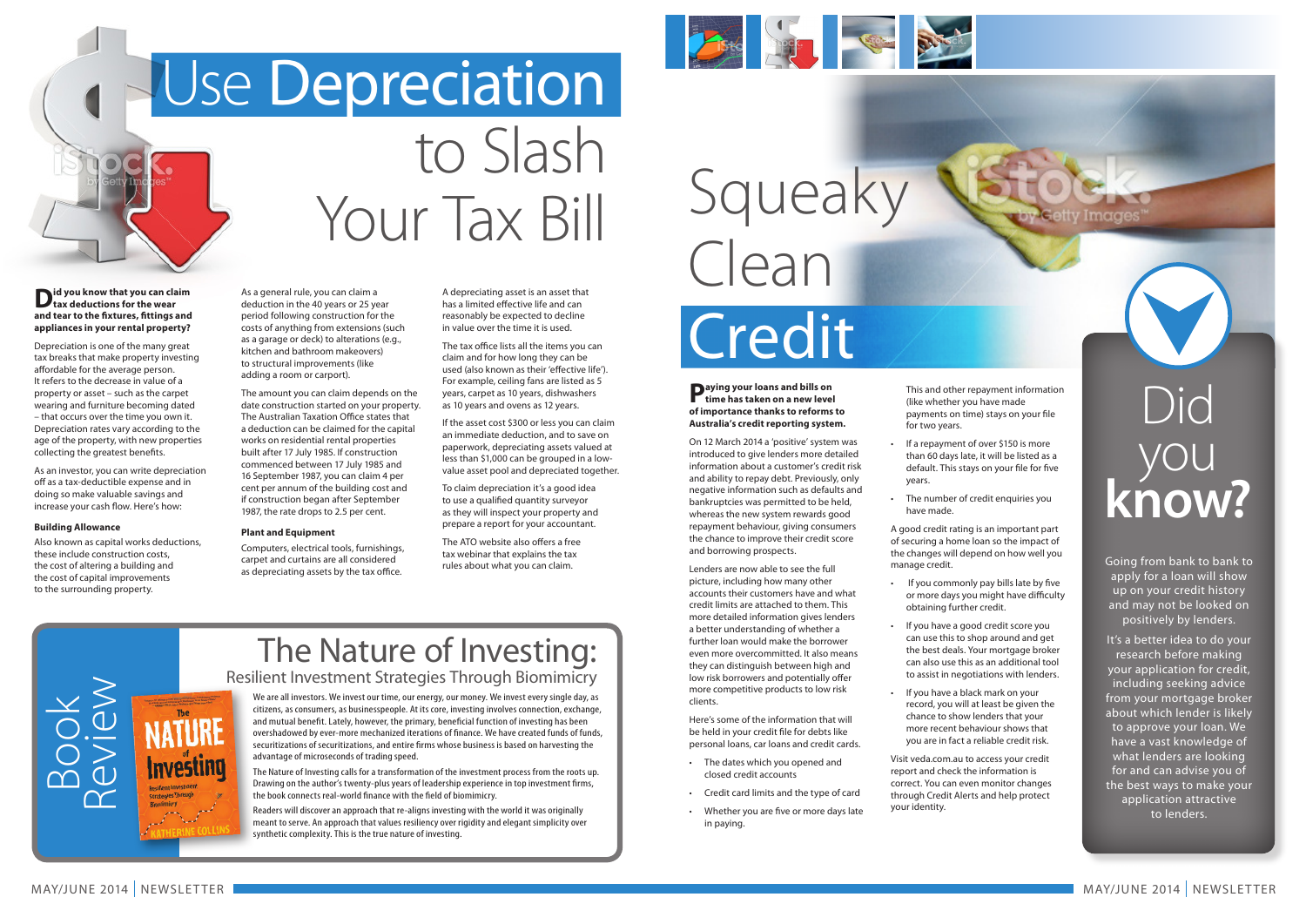# Use Depreciation to Slash Your Tax Bill

**Did you know that you can claim tax deductions for the wear and tear to the fixtures, fittings and appliances in your rental property?**

Depreciation is one of the many great tax breaks that make property investing affordable for the average person. It refers to the decrease in value of a property or asset – such as the carpet wearing and furniture becoming dated – that occurs over the time you own it. Depreciation rates vary according to the age of the property, with new properties collecting the greatest benefits.

As an investor, you can write depreciation off as a tax-deductible expense and in doing so make valuable savings and increase your cash flow. Here's how:

### Building Allowance

Also known as capital works deductions, these include construction costs, the cost of altering a building and the cost of capital improvements to the surrounding property.

As a general rule, you can claim a deduction in the 40 years or 25 year period following construction for the costs of anything from extensions (such as a garage or deck) to alterations (e.g., kitchen and bathroom makeovers) to structural improvements (like adding a room or carport).

The amount you can claim depends on the date construction started on your property. The Australian Taxation Office states that a deduction can be claimed for the capital works on residential rental properties built after 17 July 1985. If construction commenced between 17 July 1985 and 16 September 1987, you can claim 4 per cent per annum of the building cost and if construction began after September 1987, the rate drops to 2.5 per cent.

### Plant and Equipment

Computers, electrical tools, furnishings, carpet and curtains are all considered as depreciating assets by the tax office.

A depreciating asset is an asset that has a limited effective life and can reasonably be expected to decline in value over the time it is used.

The tax office lists all the items you can claim and for how long they can be used (also known as their 'effective life'). For example, ceiling fans are listed as 5 years, carpet as 10 years, dishwashers as 10 years and ovens as 12 years.

If the asset cost $300 or less you can claim an immediate deduction, and to save on paperwork, depreciating assets valued at less than $1,000 can be grouped in a low-value asset pool and depreciated together.

To claim depreciation it's a good idea to use a qualified quantity surveyor as they will inspect your property and prepare a report for your accountant.

The ATO website also offers a free tax webinar that explains the tax rules about what you can claim.

# Book Review

## The Nature of Investing: Resilient Investment Strategies Through Biomimicry

We are all investors. We invest our time, our energy, our money. We invest every single day, as citizens, as consumers, as businesspeople. At its core, investing involves connection, exchange, and mutual benefit. Lately, however, the primary, beneficial function of investing has been overshadowed by ever-more mechanized iterations of finance. We have created funds of funds, securitizations of securitizations, and entire firms whose business is based on harvesting the advantage of microseconds of trading speed.

The Nature of Investing calls for a transformation of the investment process from the roots up. Drawing on the author's twenty-plus years of leadership experience in top investment firms, the book connects real-world finance with the field of biomimicry.

Readers will discover an approach that re-aligns investing with the world it was originally meant to serve. An approach that values resiliency over rigidity and elegant simplicity over synthetic complexity. This is the true nature of investing.

# Squeaky Clean Credit

**Paying your loans and bills on time has taken on a new level of importance thanks to reforms to Australia's credit reporting system.**

On 12 March 2014 a 'positive' system was introduced to give lenders more detailed information about a customer's credit risk and ability to repay debt. Previously, only negative information such as defaults and bankruptcies was permitted to be held, whereas the new system rewards good repayment behaviour, giving consumers the chance to improve their credit score and borrowing prospects.

Lenders are now able to see the full picture, including how many other accounts their customers have and what credit limits are attached to them. This more detailed information gives lenders a better understanding of whether a further loan would make the borrower even more overcommitted. It also means they can distinguish between high and low risk borrowers and potentially offer more competitive products to low risk clients.

Here's some of the information that will be held in your credit file for debts like personal loans, car loans and credit cards.

- The dates which you opened and closed credit accounts
- Credit card limits and the type of card
- Whether you are five or more days late in paying.

This and other repayment information (like whether you have made payments on time) stays on your file for two years.

- If a repayment of over $150 is more than 60 days late, it will be listed as a default. This stays on your file for five years.
- The number of credit enquiries you have made.

A good credit rating is an important part of securing a home loan so the impact of the changes will depend on how well you manage credit.

- If you commonly pay bills late by five or more days you might have difficulty obtaining further credit.
- If you have a good credit score you can use this to shop around and get the best deals. Your mortgage broker can also use this as an additional tool to assist in negotiations with lenders.
- If you have a black mark on your record, you will at least be given the chance to show lenders that your more recent behaviour shows that you are in fact a reliable credit risk.

Visit veda.com.au to access your credit report and check the information is correct. You can even monitor changes through Credit Alerts and help protect your identity.

## Did you know?

Going from bank to bank to apply for a loan will show up on your credit history and may not be looked on positively by lenders.

It's a better idea to do your research before making your application for credit, including seeking advice from your mortgage broker about which lender is likely to approve your loan. We have a vast knowledge of what lenders are looking for and can advise you of the best ways to make your application attractive to lenders.